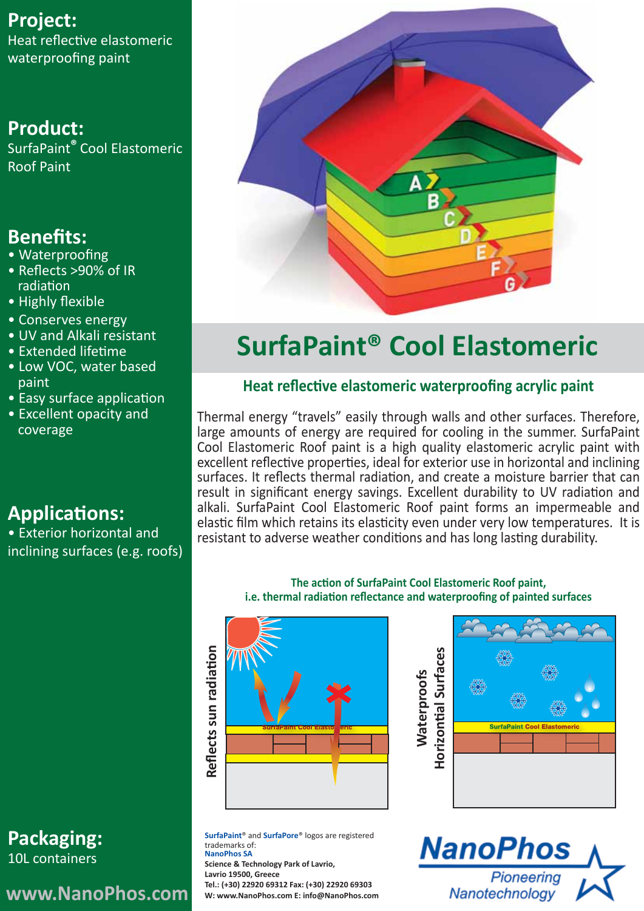## Project:

Heat reflective elastomeric waterproofing paint

## Product:

SurfaPaint® Cool Elastomeric Roof Paint

## Benefits:

- Waterproofing
- Reflects >90% of IR radiation
- Highly flexible
- Conserves energy
- UV and Alkali resistant
- Extended lifetime
- Low VOC, water based paint
- Easy surface application
- Excellent opacity and coverage

## Applications:

- Exterior horizontal and inclining surfaces (e.g. roofs)

## Packaging:

10L containers

www.NanoPhos.com

# SurfaPaint® Cool Elastomeric

### Heat reflective elastomeric waterproofing acrylic paint

Thermal energy "travels" easily through walls and other surfaces. Therefore, large amounts of energy are required for cooling in the summer. SurfaPaint Cool Elastomeric Roof paint is a high quality elastomeric acrylic paint with excellent reflective properties, ideal for exterior use in horizontal and inclining surfaces. It reflects thermal radiation, and create a moisture barrier that can result in significant energy savings. Excellent durability to UV radiation and alkali. SurfaPaint Cool Elastomeric Roof paint forms an impermeable and elastic film which retains its elasticity even under very low temperatures. It is resistant to adverse weather conditions and has long lasting durability.

**The action of SurfaPaint Cool Elastomeric Roof paint, i.e. thermal radiation reflectance and waterproofing of painted surfaces**

Reflects sun radiation

Waterproofs Horizontal Surfaces

**SurfaPaint**® and **SurfaPore**® logos are registered trademarks of:
**NanoPhos SA**
**Science & Technology Park of Lavrio,**
**Lavrio 19500, Greece**
**Tel.: (+30) 22920 69312 Fax: (+30) 22920 69303**
**W: www.NanoPhos.com E: info@NanoPhos.com**

NanoPhos Pioneering Nanotechnology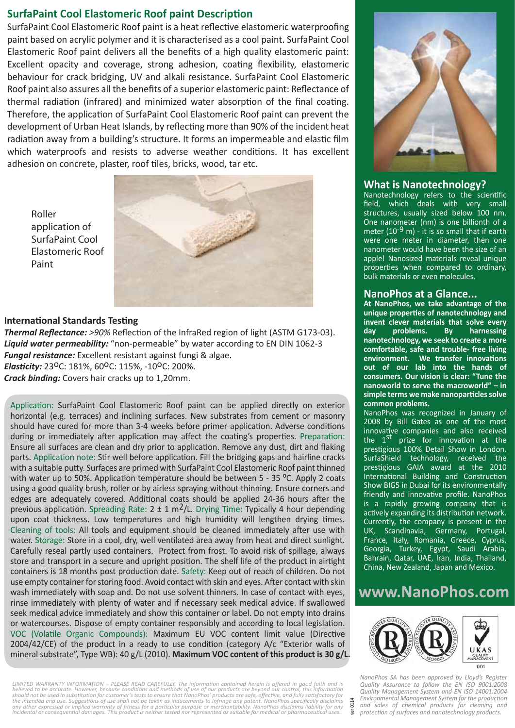## SurfaPaint Cool Elastomeric Roof paint Description

SurfaPaint Cool Elastomeric Roof paint is a heat reflective elastomeric waterproofing paint based on acrylic polymer and it is characterised as a cool paint. SurfaPaint Cool Elastomeric Roof paint delivers all the benefits of a high quality elastomeric paint: Excellent opacity and coverage, strong adhesion, coating flexibility, elastomeric behaviour for crack bridging, UV and alkali resistance. SurfaPaint Cool Elastomeric Roof paint also assures all the benefits of a superior elastomeric paint: Reflectance of thermal radiation (infrared) and minimized water absorption of the final coating. Therefore, the application of SurfaPaint Cool Elastomeric Roof paint can prevent the development of Urban Heat Islands, by reflecting more than 90% of the incident heat radiation away from a building's structure. It forms an impermeable and elastic film which waterproofs and resists to adverse weather conditions. It has excellent adhesion on concrete, plaster, roof tiles, bricks, wood, tar etc.

Roller application of SurfaPaint Cool Elastomeric Roof Paint

### International Standards Testing

***Thermal Reflectance:*** *>90%* Reflection of the InfraRed region of light (ASTM G173-03).
***Liquid water permeability:*** "non-permeable" by water according to EN DIN 1062-3
***Fungal resistance:*** Excellent resistant against fungi & algae.
***Elasticity:*** 23$^{o}$C: 181%, 60$^{o}$C: 115%, -10$^{o}$C: 200%.
***Crack binding:*** Covers hair cracks up to 1,20mm.

Application: SurfaPaint Cool Elastomeric Roof paint can be applied directly on exterior horizontal (e.g. terraces) and inclining surfaces. New substrates from cement or masonry should have cured for more than 3-4 weeks before primer application. Adverse conditions during or immediately after application may affect the coating's properties. Preparation: Ensure all surfaces are clean and dry prior to application. Remove any dust, dirt and flaking parts. Application note: Stir well before application. Fill the bridging gaps and hairline cracks with a suitable putty. Surfaces are primed with SurfaPaint Cool Elastomeric Roof paint thinned with water up to 50%. Application temperature should be between 5 - 35 $^{o}$C. Apply 2 coats using a good quality brush, roller or by airless spraying without thinning. Ensure corners and edges are adequately covered. Additional coats should be applied 24-36 hours after the previous application. Spreading Rate: 2 ± 1 m$^{2}$/L. Drying Time: Typically 4 hour depending upon coat thickness. Low temperatures and high humidity will lengthen drying times. Cleaning of tools: All tools and equipment should be cleaned immediately after use with water. Storage: Store in a cool, dry, well ventilated area away from heat and direct sunlight. Carefully reseal partly used containers. Protect from frost. To avoid risk of spillage, always store and transport in a secure and upright position. The shelf life of the product in airtight containers is 18 months post production date. Safety: Keep out of reach of children. Do not use empty container for storing food. Avoid contact with skin and eyes. After contact with skin wash immediately with soap and. Do not use solvent thinners. In case of contact with eyes, rinse immediately with plenty of water and if necessary seek medical advice. If swallowed seek medical advice immediately and show this container or label. Do not empty into drains or watercourses. Dispose of empty container responsibly and according to local legislation. VOC (Volatile Organic Compounds): Maximum EU VOC content limit value (Directive 2004/42/CE) of the product in a ready to use condition (category A/c "Exterior walls of mineral substrate", Type WB): 40 g/L (2010). **Maximum VOC content of this product is 30 g/L.**

*LIMITED WARRANTY INFORMATION – PLEASE READ CAREFULLY. The information contained herein is offered in good faith and is believed to be accurate. However, because conditions and methods of use of our products are beyond our control, this information should not be used in substitution for customer's tests to ensure that NanoPhos' products are safe, effective, and fully satisfactory for the intended end use. Suggestions of use shall not be taken as inducements to infringe any patent. NanoPhos specifically disclaims any other expressed or implied warranty of fitness for a particular purpose or merchantability. NanoPhos disclaims liability for any incidental or consequential damages. This product is neither tested nor represented as suitable for medical or pharmaceutical uses.*

ver 0114

## What is Nanotechnology?

Nanotechnology refers to the scientific field, which deals with very small structures, usually sized below 100 nm. One nanometer (nm) is one billionth of a meter ($10^{-9}$ m) - it is so small that if earth were one meter in diameter, then one nanometer would have been the size of an apple! Nanosized materials reveal unique properties when compared to ordinary, bulk materials or even molecules.

## NanoPhos at a Glance...

**At NanoPhos, we take advantage of the unique properties of nanotechnology and invent clever materials that solve every day problems. By harnessing nanotechnology, we seek to create a more comfortable, safe and trouble- free living environment. We transfer innovations out of our lab into the hands of consumers. Our vision is clear: "Tune the nanoworld to serve the macroworld" – in simple terms we make nanoparticles solve common problems.**

NanoPhos was recognized in January of 2008 by Bill Gates as one of the most innovative companies and also received the 1$^{st}$ prize for innovation at the prestigious 100% Detail Show in London. SurfaShield technology, received the prestigious GAIA award at the 2010 International Building and Construction Show BIG5 in Dubai for its environmentally friendly and innovative profile. NanoPhos is a rapidly growing company that is actively expanding its distribution network. Currently, the company is present in the UK, Scandinavia, Germany, Portugal, France, Italy, Romania, Greece, Cyprus, Georgia, Turkey, Egypt, Saudi Arabia, Bahrain, Qatar, UAE, Iran, India, Thailand, China, New Zealand, Japan and Mexico.

**www.NanoPhos.com**

*NanoPhos SA has been approved by Lloyd's Register Quality Assurance to follow the EN ISO 9001:2008 Quality Management System and EN ISO 14001:2004 Environmental Management System for the production and sales of chemical products for cleaning and protection of surfaces and nanotechnology products.*